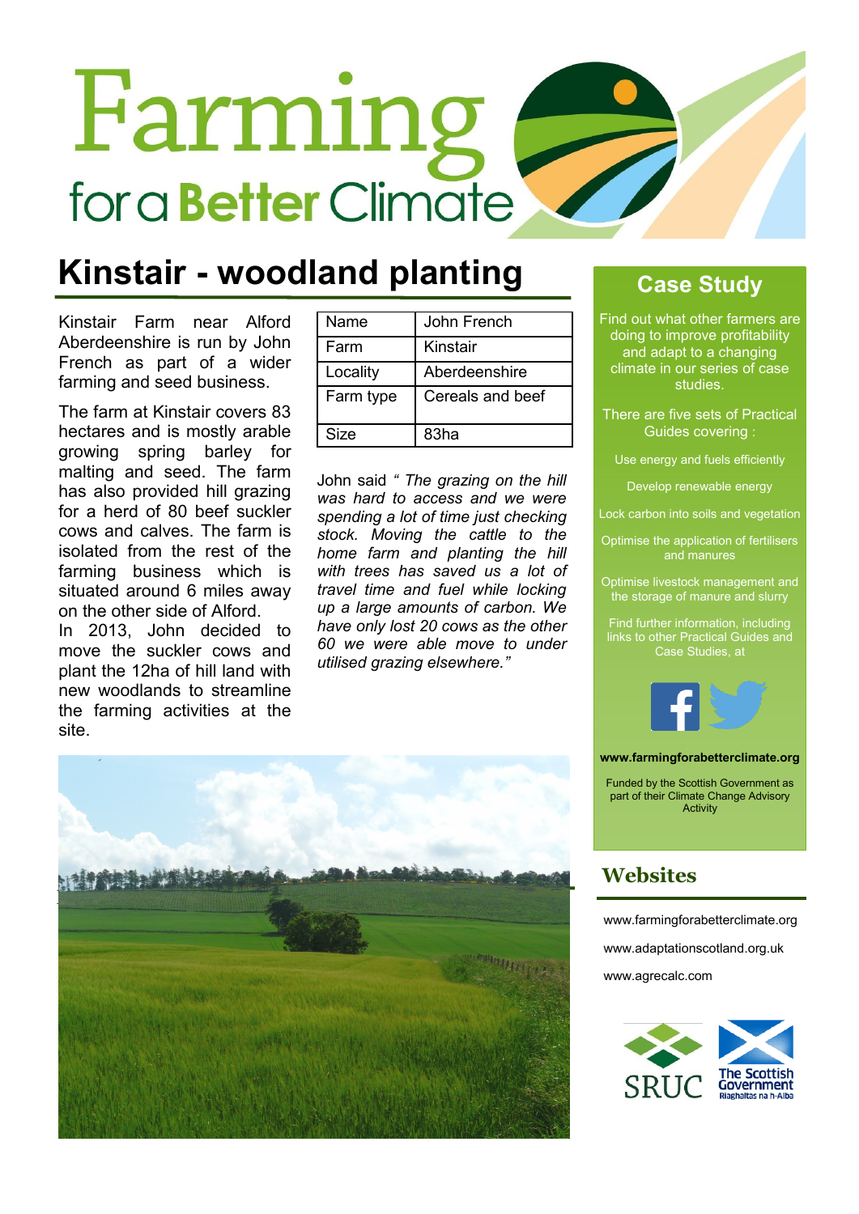# Farming for a Better Climate

## Kinstair - woodland planting

Kinstair Farm near Alford Aberdeenshire is run by John French as part of a wider farming and seed business.

The farm at Kinstair covers 83 hectares and is mostly arable growing spring barley for malting and seed. The farm has also provided hill grazing for a herd of 80 beef suckler cows and calves. The farm is isolated from the rest of the farming business which is situated around 6 miles away on the other side of Alford.

In 2013, John decided to move the suckler cows and plant the 12ha of hill land with new woodlands to streamline the farming activities at the site.

| Name | John French |
|---|---|
| Farm | Kinstair |
| Locality | Aberdeenshire |
| Farm type | Cereals and beef |
| Size | 83ha |

John said *" The grazing on the hill was hard to access and we were spending a lot of time just checking stock. Moving the cattle to the home farm and planting the hill with trees has saved us a lot of travel time and fuel while locking up a large amounts of carbon. We have only lost 20 cows as the other 60 we were able move to under utilised grazing elsewhere."*

## Case Study

Find out what other farmers are doing to improve profitability and adapt to a changing climate in our series of case studies.

There are five sets of Practical Guides covering :

- Use energy and fuels efficiently
- Develop renewable energy
- Lock carbon into soils and vegetation
- Optimise the application of fertilisers and manures
- Optimise livestock management and the storage of manure and slurry

Find further information, including links to other Practical Guides and Case Studies, at

**www.farmingforabetterclimate.org**

Funded by the Scottish Government as part of their Climate Change Advisory Activity

## Websites

www.farmingforabetterclimate.org

www.adaptationscotland.org.uk

www.agrecalc.com

SRUC

The Scottish Government
Riaghaltas na h-Alba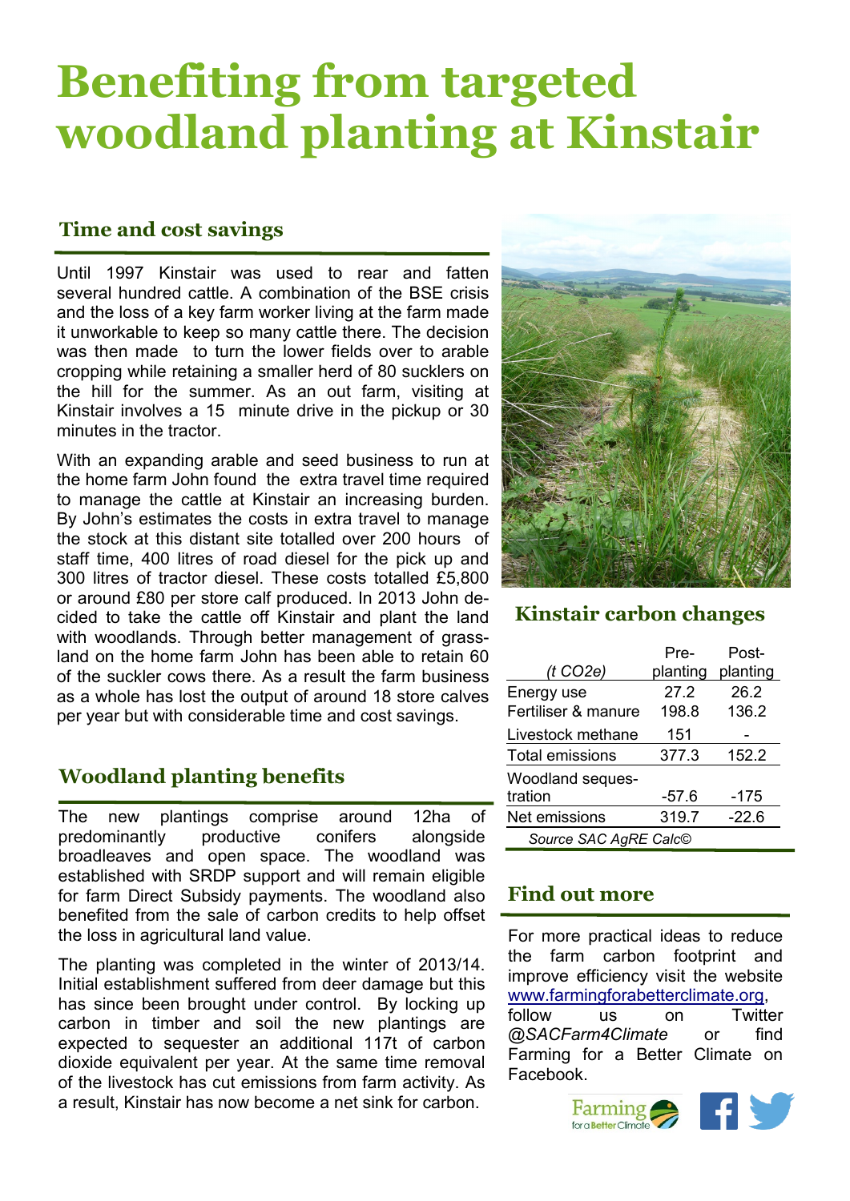# Benefiting from targeted woodland planting at Kinstair

## Time and cost savings

Until 1997 Kinstair was used to rear and fatten several hundred cattle. A combination of the BSE crisis and the loss of a key farm worker living at the farm made it unworkable to keep so many cattle there. The decision was then made to turn the lower fields over to arable cropping while retaining a smaller herd of 80 sucklers on the hill for the summer. As an out farm, visiting at Kinstair involves a 15 minute drive in the pickup or 30 minutes in the tractor.

With an expanding arable and seed business to run at the home farm John found the extra travel time required to manage the cattle at Kinstair an increasing burden. By John's estimates the costs in extra travel to manage the stock at this distant site totalled over 200 hours of staff time, 400 litres of road diesel for the pick up and 300 litres of tractor diesel. These costs totalled £5,800 or around £80 per store calf produced. In 2013 John decided to take the cattle off Kinstair and plant the land with woodlands. Through better management of grassland on the home farm John has been able to retain 60 of the suckler cows there. As a result the farm business as a whole has lost the output of around 18 store calves per year but with considerable time and cost savings.

## Woodland planting benefits

The new plantings comprise around 12ha of predominantly productive conifers alongside broadleaves and open space. The woodland was established with SRDP support and will remain eligible for farm Direct Subsidy payments. The woodland also benefited from the sale of carbon credits to help offset the loss in agricultural land value.

The planting was completed in the winter of 2013/14. Initial establishment suffered from deer damage but this has since been brought under control. By locking up carbon in timber and soil the new plantings are expected to sequester an additional 117t of carbon dioxide equivalent per year. At the same time removal of the livestock has cut emissions from farm activity. As a result, Kinstair has now become a net sink for carbon.

## Kinstair carbon changes

| *(t CO2e)* | Pre-planting | Post-planting |
|---|---|---|
| Energy use | 27.2 | 26.2 |
| Fertiliser & manure | 198.8 | 136.2 |
| Livestock methane | 151 | - |
| Total emissions | 377.3 | 152.2 |
| Woodland sequestration | -57.6 | -175 |
| Net emissions | 319.7 | -22.6 |

*Source SAC AgRE Calc©*

## Find out more

For more practical ideas to reduce the farm carbon footprint and improve efficiency visit the website www.farmingforabetterclimate.org, follow us on Twitter *@SACFarm4Climate* or find Farming for a Better Climate on Facebook.